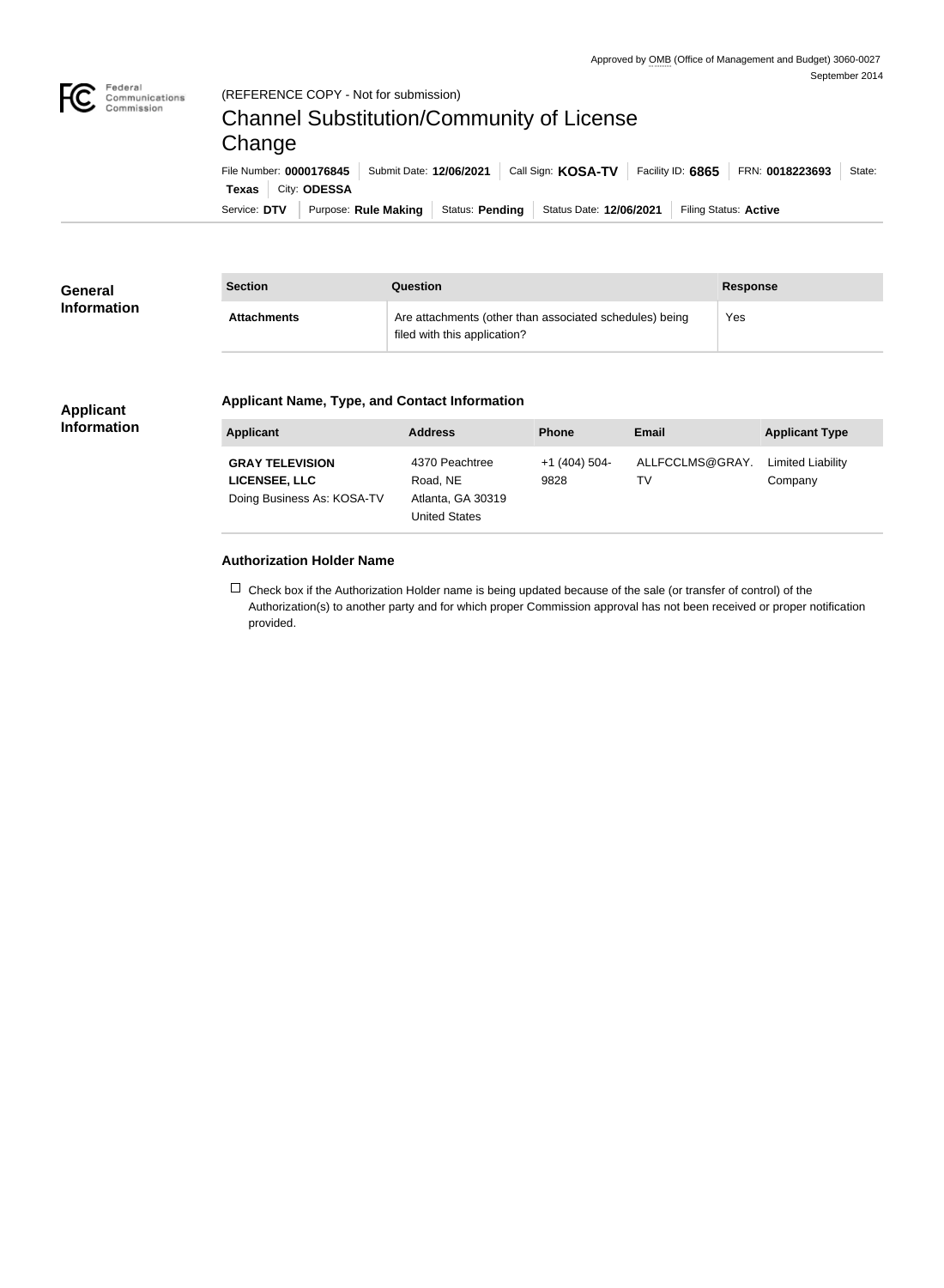Approved by OMB (Office of Management and Budget) 3060-0027
September 2014

(REFERENCE COPY - Not for submission)

# Channel Substitution/Community of License Change

File Number: **0000176845** | Submit Date: **12/06/2021** | Call Sign: **KOSA-TV** | Facility ID: **6865** | FRN: **0018223693** | State: **Texas** | City: **ODESSA**

Service: **DTV** | Purpose: **Rule Making** | Status: **Pending** | Status Date: **12/06/2021** | Filing Status: **Active**

## General Information

| Section | Question | Response |
| --- | --- | --- |
| **Attachments** | Are attachments (other than associated schedules) being filed with this application? | Yes |

## Applicant Information

### Applicant Name, Type, and Contact Information

| Applicant | Address | Phone | Email | Applicant Type |
| --- | --- | --- | --- | --- |
| **GRAY TELEVISION LICENSEE, LLC** Doing Business As: KOSA-TV | 4370 Peachtree Road, NE Atlanta, GA 30319 United States | +1 (404) 504-9828 | ALLFCCLMS@GRAY.TV | Limited Liability Company |

### Authorization Holder Name

☐ Check box if the Authorization Holder name is being updated because of the sale (or transfer of control) of the Authorization(s) to another party and for which proper Commission approval has not been received or proper notification provided.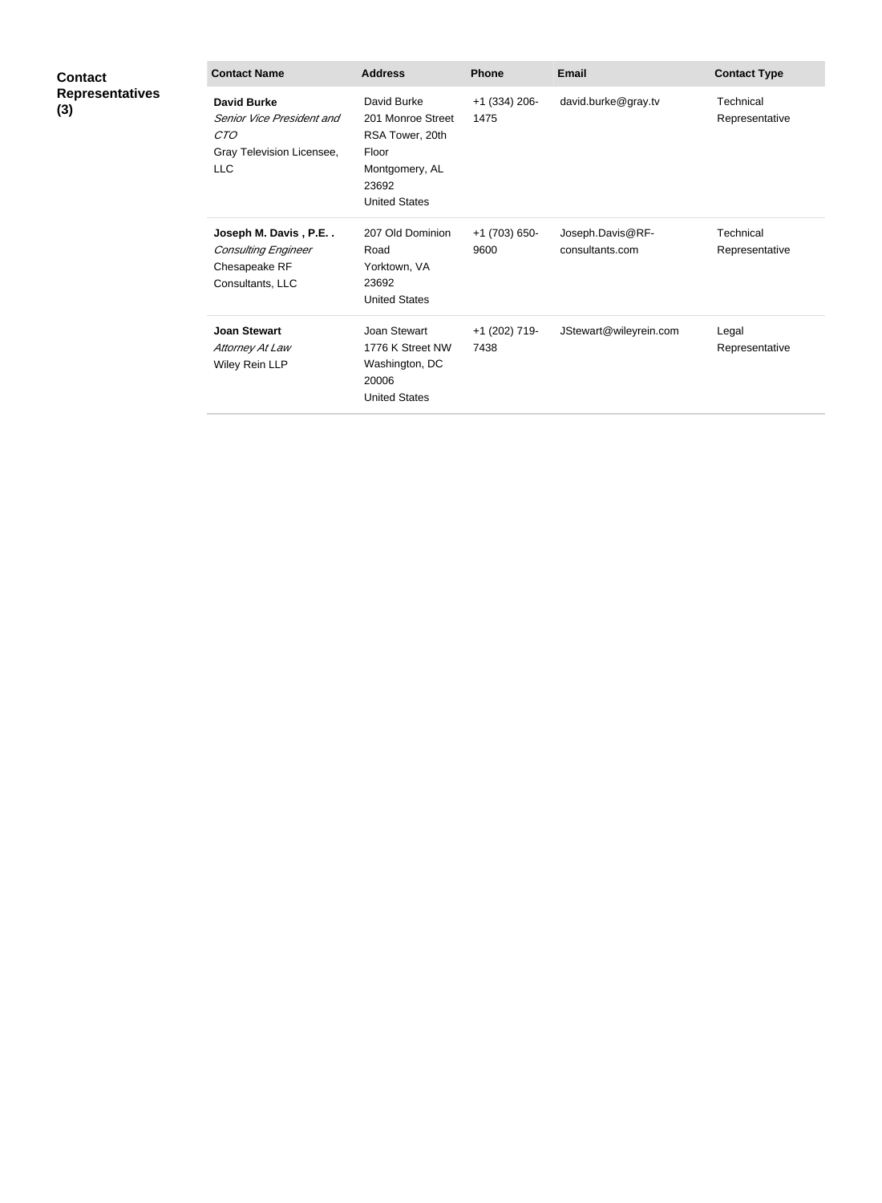**Contact Representatives (3)**

| Contact Name | Address | Phone | Email | Contact Type |
|---|---|---|---|---|
| **David Burke** *Senior Vice President and CTO* Gray Television Licensee, LLC | David Burke 201 Monroe Street RSA Tower, 20th Floor Montgomery, AL 23692 United States | +1 (334) 206-1475 | david.burke@gray.tv | Technical Representative |
| **Joseph M. Davis , P.E. .** *Consulting Engineer* Chesapeake RF Consultants, LLC | 207 Old Dominion Road Yorktown, VA 23692 United States | +1 (703) 650-9600 | Joseph.Davis@RF-consultants.com | Technical Representative |
| **Joan Stewart** *Attorney At Law* Wiley Rein LLP | Joan Stewart 1776 K Street NW Washington, DC 20006 United States | +1 (202) 719-7438 | JStewart@wileyrein.com | Legal Representative |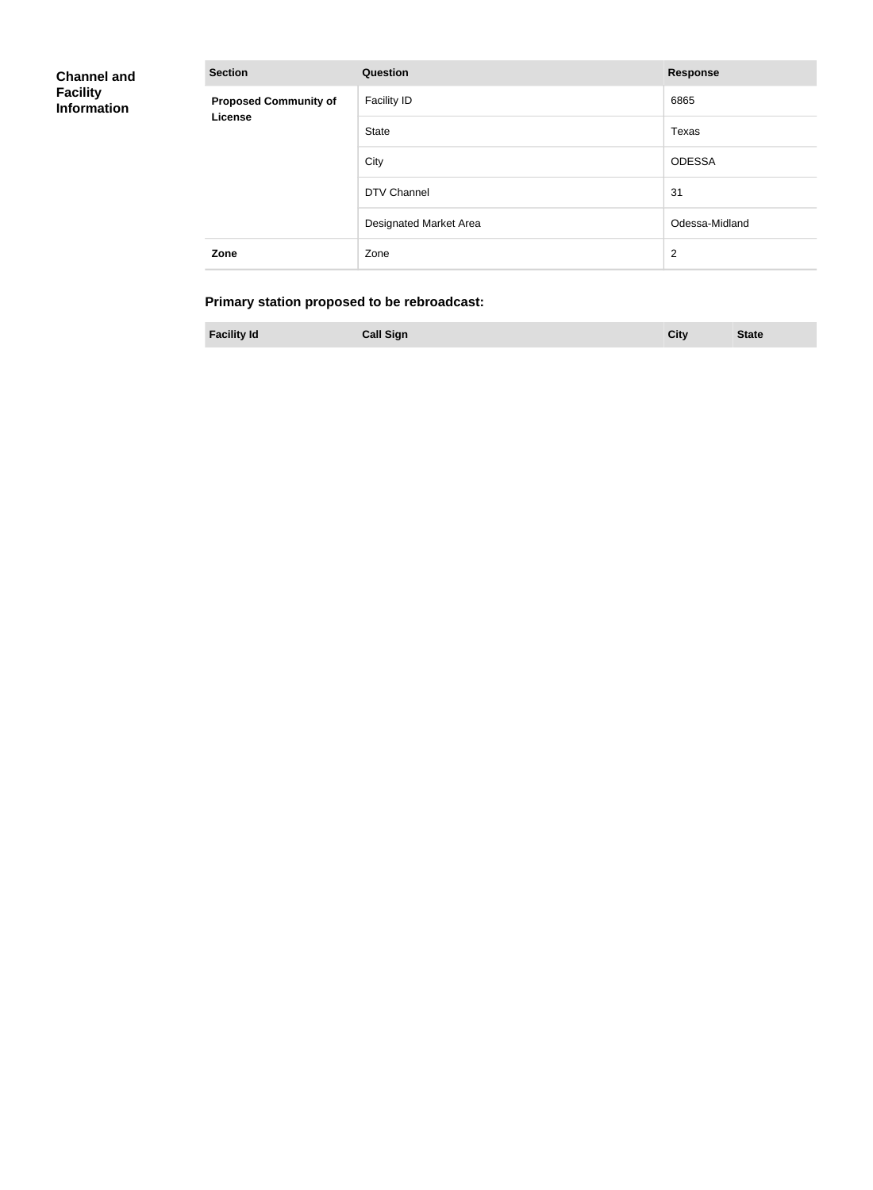## Channel and Facility Information

| Section | Question | Response |
| --- | --- | --- |
| **Proposed Community of License** | Facility ID | 6865 |
| | State | Texas |
| | City | ODESSA |
| | DTV Channel | 31 |
| | Designated Market Area | Odessa-Midland |
| **Zone** | Zone | 2 |

### Primary station proposed to be rebroadcast:

| Facility Id | Call Sign | City | State |
| --- | --- | --- | --- |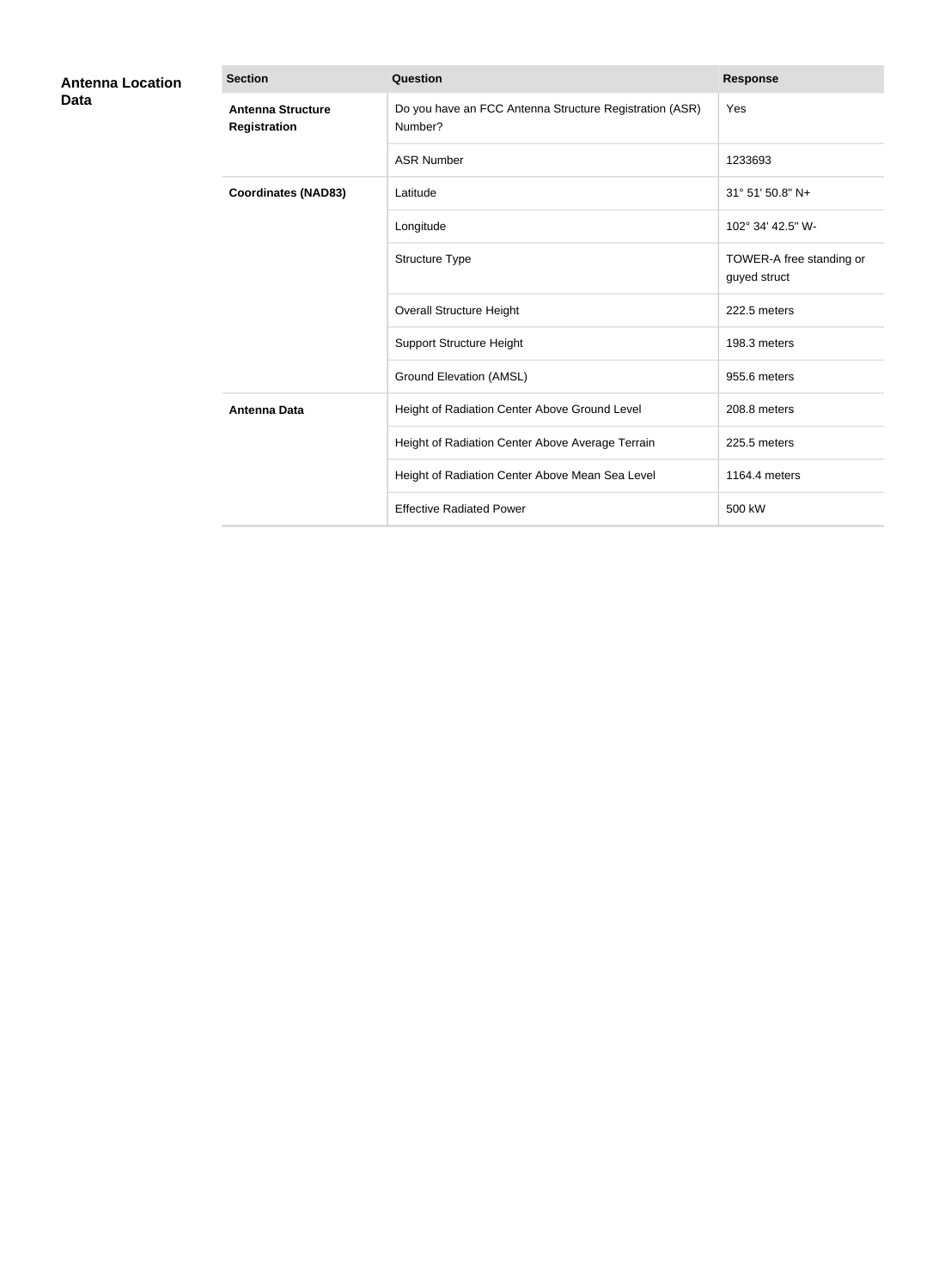## Antenna Location Data

| Section | Question | Response |
| --- | --- | --- |
| **Antenna Structure Registration** | Do you have an FCC Antenna Structure Registration (ASR) Number? | Yes |
| | ASR Number | 1233693 |
| **Coordinates (NAD83)** | Latitude | 31° 51' 50.8" N+ |
| | Longitude | 102° 34' 42.5" W- |
| | Structure Type | TOWER-A free standing or guyed struct |
| | Overall Structure Height | 222.5 meters |
| | Support Structure Height | 198.3 meters |
| | Ground Elevation (AMSL) | 955.6 meters |
| **Antenna Data** | Height of Radiation Center Above Ground Level | 208.8 meters |
| | Height of Radiation Center Above Average Terrain | 225.5 meters |
| | Height of Radiation Center Above Mean Sea Level | 1164.4 meters |
| | Effective Radiated Power | 500 kW |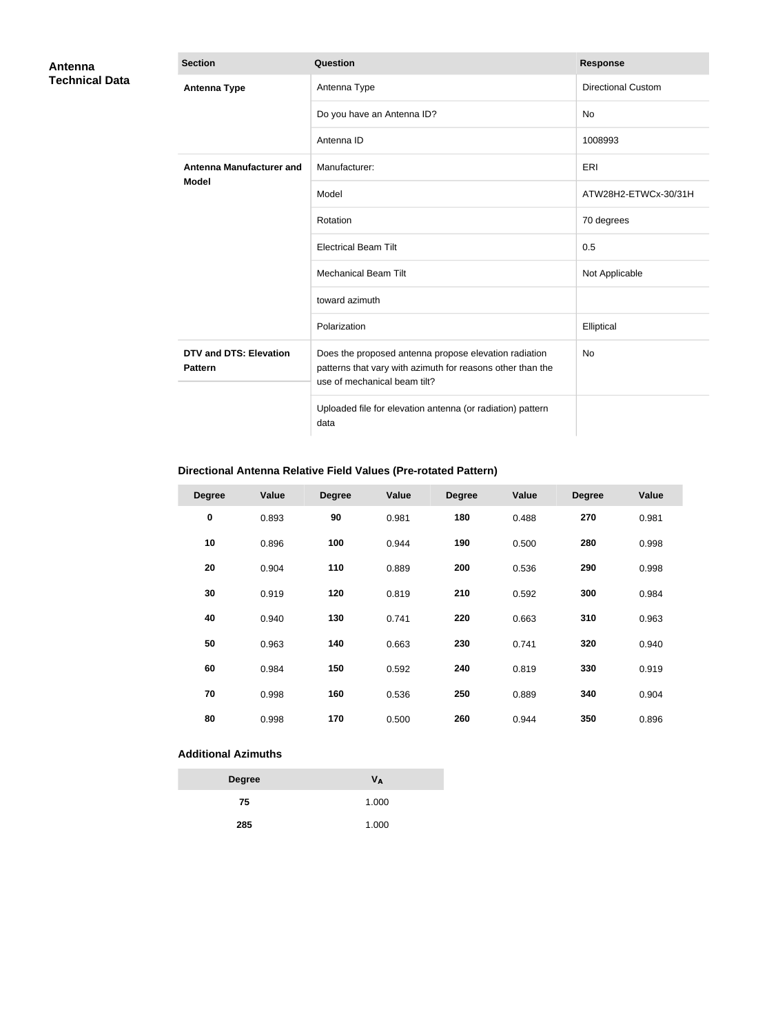## Antenna Technical Data

| Section | Question | Response |
| --- | --- | --- |
| **Antenna Type** | Antenna Type | Directional Custom |
| | Do you have an Antenna ID? | No |
| | Antenna ID | 1008993 |
| **Antenna Manufacturer and Model** | Manufacturer: | ERI |
| | Model | ATW28H2-ETWCx-30/31H |
| | Rotation | 70 degrees |
| | Electrical Beam Tilt | 0.5 |
| | Mechanical Beam Tilt | Not Applicable |
| | toward azimuth | |
| | Polarization | Elliptical |
| **DTV and DTS: Elevation Pattern** | Does the proposed antenna propose elevation radiation patterns that vary with azimuth for reasons other than the use of mechanical beam tilt? | No |
| | Uploaded file for elevation antenna (or radiation) pattern data | |

### Directional Antenna Relative Field Values (Pre-rotated Pattern)

| Degree | Value | Degree | Value | Degree | Value | Degree | Value |
| --- | --- | --- | --- | --- | --- | --- | --- |
| **0** | 0.893 | **90** | 0.981 | **180** | 0.488 | **270** | 0.981 |
| **10** | 0.896 | **100** | 0.944 | **190** | 0.500 | **280** | 0.998 |
| **20** | 0.904 | **110** | 0.889 | **200** | 0.536 | **290** | 0.998 |
| **30** | 0.919 | **120** | 0.819 | **210** | 0.592 | **300** | 0.984 |
| **40** | 0.940 | **130** | 0.741 | **220** | 0.663 | **310** | 0.963 |
| **50** | 0.963 | **140** | 0.663 | **230** | 0.741 | **320** | 0.940 |
| **60** | 0.984 | **150** | 0.592 | **240** | 0.819 | **330** | 0.919 |
| **70** | 0.998 | **160** | 0.536 | **250** | 0.889 | **340** | 0.904 |
| **80** | 0.998 | **170** | 0.500 | **260** | 0.944 | **350** | 0.896 |

### Additional Azimuths

| Degree | $V_A$ |
| --- | --- |
| **75** | 1.000 |
| **285** | 1.000 |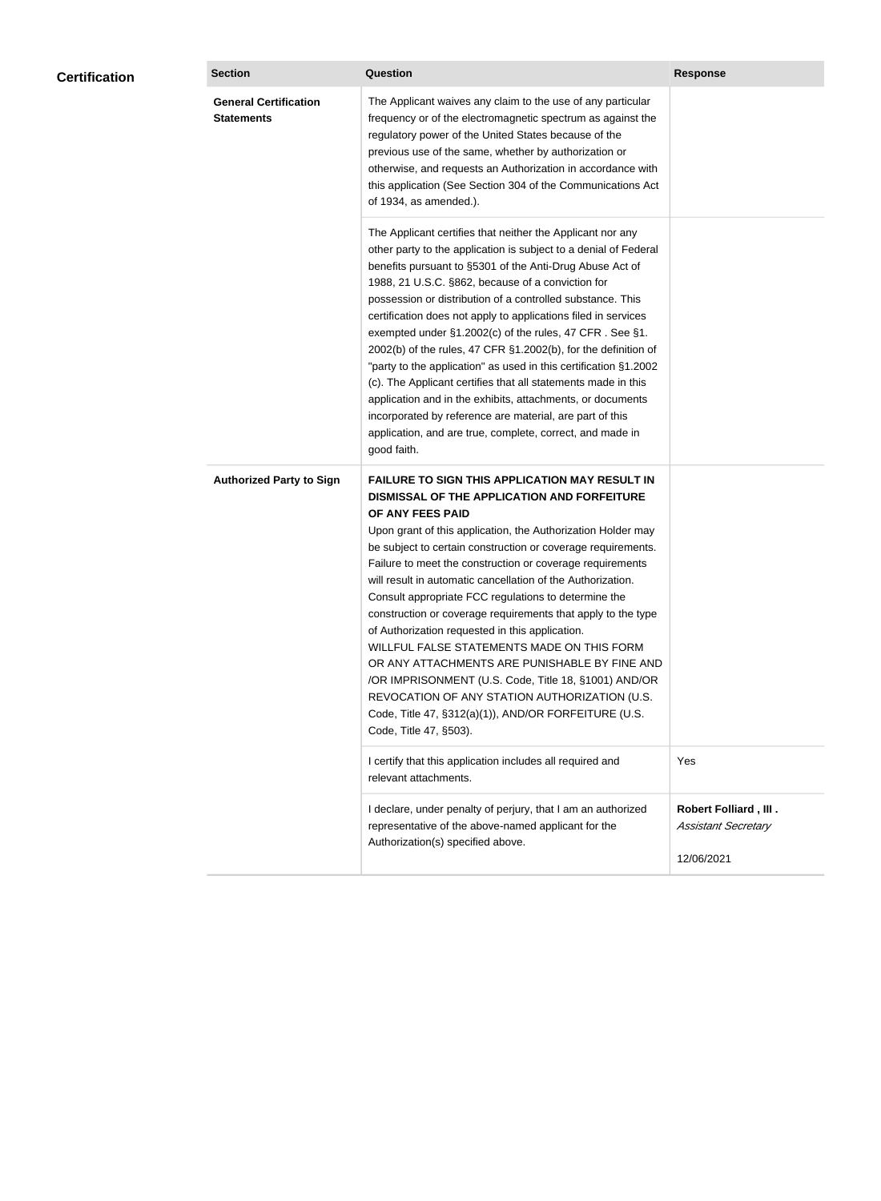## Certification

| Section | Question | Response |
|---|---|---|
| **General Certification Statements** | The Applicant waives any claim to the use of any particular frequency or of the electromagnetic spectrum as against the regulatory power of the United States because of the previous use of the same, whether by authorization or otherwise, and requests an Authorization in accordance with this application (See Section 304 of the Communications Act of 1934, as amended.). | |
| | The Applicant certifies that neither the Applicant nor any other party to the application is subject to a denial of Federal benefits pursuant to §5301 of the Anti-Drug Abuse Act of 1988, 21 U.S.C. §862, because of a conviction for possession or distribution of a controlled substance. This certification does not apply to applications filed in services exempted under §1.2002(c) of the rules, 47 CFR . See §1. 2002(b) of the rules, 47 CFR §1.2002(b), for the definition of "party to the application" as used in this certification §1.2002 (c). The Applicant certifies that all statements made in this application and in the exhibits, attachments, or documents incorporated by reference are material, are part of this application, and are true, complete, correct, and made in good faith. | |
| **Authorized Party to Sign** | **FAILURE TO SIGN THIS APPLICATION MAY RESULT IN DISMISSAL OF THE APPLICATION AND FORFEITURE OF ANY FEES PAID** Upon grant of this application, the Authorization Holder may be subject to certain construction or coverage requirements. Failure to meet the construction or coverage requirements will result in automatic cancellation of the Authorization. Consult appropriate FCC regulations to determine the construction or coverage requirements that apply to the type of Authorization requested in this application. WILLFUL FALSE STATEMENTS MADE ON THIS FORM OR ANY ATTACHMENTS ARE PUNISHABLE BY FINE AND /OR IMPRISONMENT (U.S. Code, Title 18, §1001) AND/OR REVOCATION OF ANY STATION AUTHORIZATION (U.S. Code, Title 47, §312(a)(1)), AND/OR FORFEITURE (U.S. Code, Title 47, §503). | |
| | I certify that this application includes all required and relevant attachments. | Yes |
| | I declare, under penalty of perjury, that I am an authorized representative of the above-named applicant for the Authorization(s) specified above. | **Robert Folliard , III .** *Assistant Secretary* 12/06/2021 |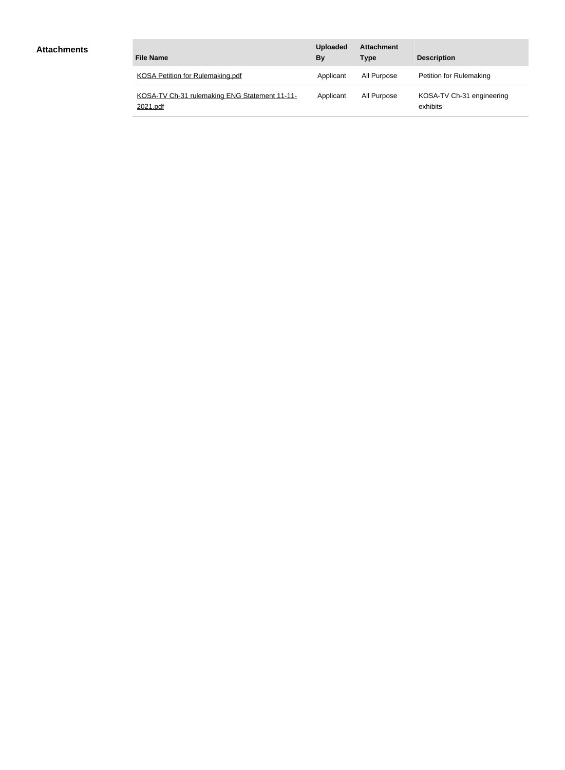**Attachments**

| File Name | Uploaded By | Attachment Type | Description |
|---|---|---|---|
| KOSA Petition for Rulemaking.pdf | Applicant | All Purpose | Petition for Rulemaking |
| KOSA-TV Ch-31 rulemaking ENG Statement 11-11-2021.pdf | Applicant | All Purpose | KOSA-TV Ch-31 engineering exhibits |